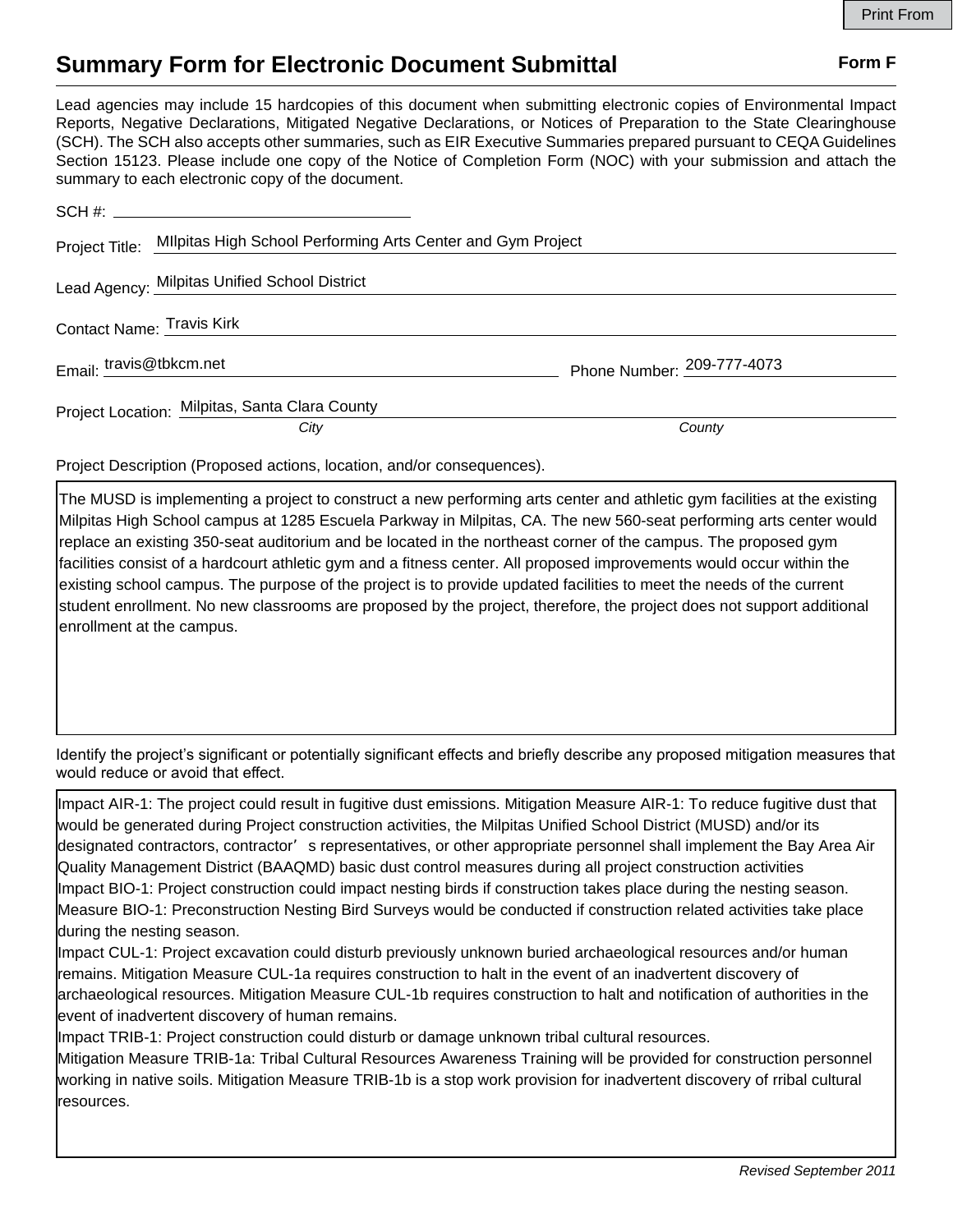Print From

# Summary Form for Electronic Document Submittal

**Form F**

Lead agencies may include 15 hardcopies of this document when submitting electronic copies of Environmental Impact Reports, Negative Declarations, Mitigated Negative Declarations, or Notices of Preparation to the State Clearinghouse (SCH). The SCH also accepts other summaries, such as EIR Executive Summaries prepared pursuant to CEQA Guidelines Section 15123. Please include one copy of the Notice of Completion Form (NOC) with your submission and attach the summary to each electronic copy of the document.

SCH #: ______________________

Project Title: MIlpitas High School Performing Arts Center and Gym Project

Lead Agency: Milpitas Unified School District

Contact Name: Travis Kirk

Email: travis@tbkcm.net

Phone Number: 209-777-4073

Project Location: Milpitas, Santa Clara County

*City* *County*

Project Description (Proposed actions, location, and/or consequences).

The MUSD is implementing a project to construct a new performing arts center and athletic gym facilities at the existing Milpitas High School campus at 1285 Escuela Parkway in Milpitas, CA. The new 560-seat performing arts center would replace an existing 350-seat auditorium and be located in the northeast corner of the campus. The proposed gym facilities consist of a hardcourt athletic gym and a fitness center. All proposed improvements would occur within the existing school campus. The purpose of the project is to provide updated facilities to meet the needs of the current student enrollment. No new classrooms are proposed by the project, therefore, the project does not support additional enrollment at the campus.

Identify the project's significant or potentially significant effects and briefly describe any proposed mitigation measures that would reduce or avoid that effect.

Impact AIR-1: The project could result in fugitive dust emissions. Mitigation Measure AIR-1: To reduce fugitive dust that would be generated during Project construction activities, the Milpitas Unified School District (MUSD) and/or its designated contractors, contractor's representatives, or other appropriate personnel shall implement the Bay Area Air Quality Management District (BAAQMD) basic dust control measures during all project construction activities

Impact BIO-1: Project construction could impact nesting birds if construction takes place during the nesting season. Measure BIO-1: Preconstruction Nesting Bird Surveys would be conducted if construction related activities take place during the nesting season.

Impact CUL-1: Project excavation could disturb previously unknown buried archaeological resources and/or human remains. Mitigation Measure CUL-1a requires construction to halt in the event of an inadvertent discovery of archaeological resources. Mitigation Measure CUL-1b requires construction to halt and notification of authorities in the event of inadvertent discovery of human remains.

Impact TRIB-1: Project construction could disturb or damage unknown tribal cultural resources.

Mitigation Measure TRIB-1a: Tribal Cultural Resources Awareness Training will be provided for construction personnel working in native soils. Mitigation Measure TRIB-1b is a stop work provision for inadvertent discovery of rribal cultural resources.

*Revised September 2011*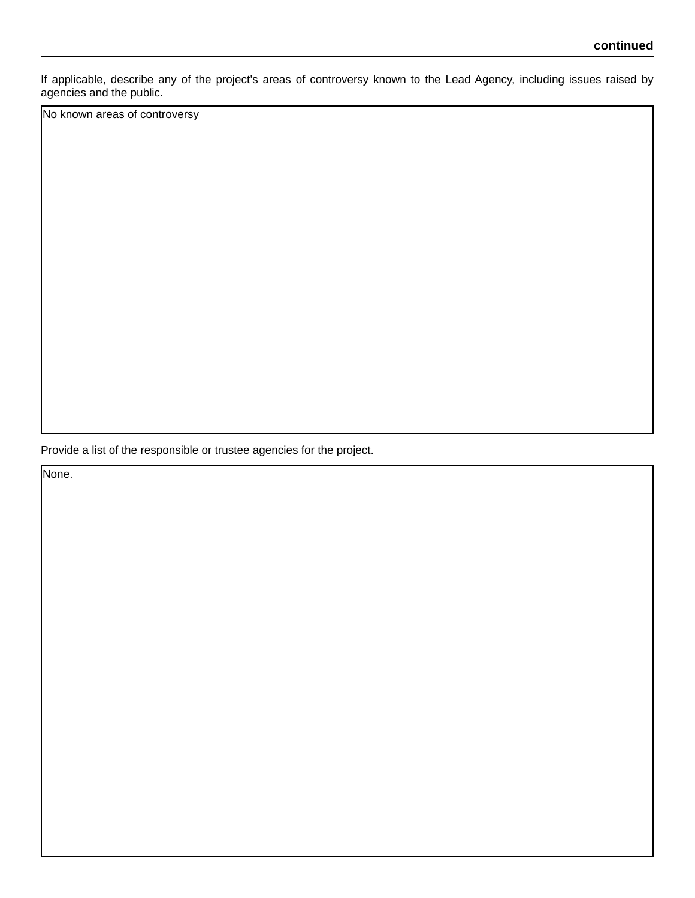**continued**

If applicable, describe any of the project's areas of controversy known to the Lead Agency, including issues raised by agencies and the public.

| |
|---|
| No known areas of controversy |

Provide a list of the responsible or trustee agencies for the project.

| |
|---|
| None. |